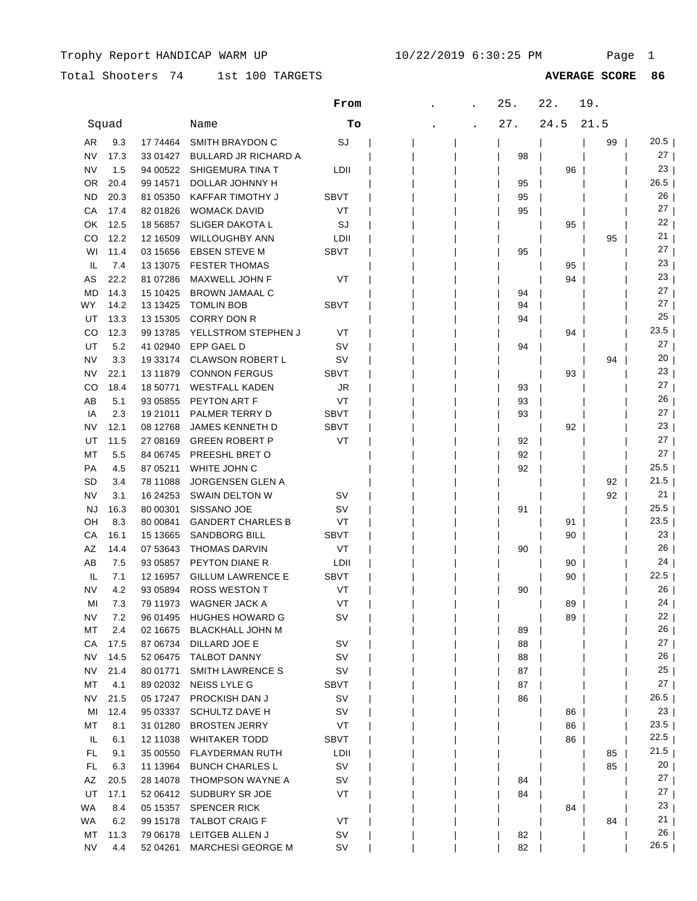Trophy Report HANDICAP WARM UP 10/22/2019 6:30:25 PM

Total Shooters 74 1st 100 TARGETS **AVERAGE SCORE 86**

| | Squad | | Name | From / To | | | . / . | . / . | 25. / 27. | 22. / 24.5 | 19. / 21.5 | |
|---|---|---|---|---|---|---|---|---|---|---|---|---|
| AR | 9.3 | 17 74464 | SMITH BRAYDON C | SJ | | | | | | | 99 | 20.5 |
| NV | 17.3 | 33 01427 | BULLARD JR RICHARD A | | | | | | 98 | | | 27 |
| NV | 1.5 | 94 00522 | SHIGEMURA TINA T | LDII | | | | | | 96 | | 23 |
| OR | 20.4 | 99 14571 | DOLLAR JOHNNY H | | | | | | 95 | | | 26.5 |
| ND | 20.3 | 81 05350 | KAFFAR TIMOTHY J | SBVT | | | | | 95 | | | 26 |
| CA | 17.4 | 82 01826 | WOMACK DAVID | VT | | | | | 95 | | | 27 |
| OK | 12.5 | 18 56857 | SLIGER DAKOTA L | SJ | | | | | | 95 | | 22 |
| CO | 12.2 | 12 16509 | WILLOUGHBY ANN | LDII | | | | | | | 95 | 21 |
| WI | 11.4 | 03 15656 | EBSEN STEVE M | SBVT | | | | | 95 | | | 27 |
| IL | 7.4 | 13 13075 | FESTER THOMAS | | | | | | | 95 | | 23 |
| AS | 22.2 | 81 07286 | MAXWELL JOHN F | VT | | | | | | 94 | | 23 |
| MD | 14.3 | 15 10425 | BROWN JAMAAL C | | | | | | 94 | | | 27 |
| WY | 14.2 | 13 13425 | TOMLIN BOB | SBVT | | | | | 94 | | | 27 |
| UT | 13.3 | 13 15305 | CORRY DON R | | | | | | 94 | | | 25 |
| CO | 12.3 | 99 13785 | YELLSTROM STEPHEN J | VT | | | | | | 94 | | 23.5 |
| UT | 5.2 | 41 02940 | EPP GAEL D | SV | | | | | 94 | | | 27 |
| NV | 3.3 | 19 33174 | CLAWSON ROBERT L | SV | | | | | | | 94 | 20 |
| NV | 22.1 | 13 11879 | CONNON FERGUS | SBVT | | | | | | 93 | | 23 |
| CO | 18.4 | 18 50771 | WESTFALL KADEN | JR | | | | | 93 | | | 27 |
| AB | 5.1 | 93 05855 | PEYTON ART F | VT | | | | | 93 | | | 26 |
| IA | 2.3 | 19 21011 | PALMER TERRY D | SBVT | | | | | 93 | | | 27 |
| NV | 12.1 | 08 12768 | JAMES KENNETH D | SBVT | | | | | | 92 | | 23 |
| UT | 11.5 | 27 08169 | GREEN ROBERT P | VT | | | | | 92 | | | 27 |
| MT | 5.5 | 84 06745 | PREESHL BRET O | | | | | | 92 | | | 27 |
| PA | 4.5 | 87 05211 | WHITE JOHN C | | | | | | 92 | | | 25.5 |
| SD | 3.4 | 78 11088 | JORGENSEN GLEN A | | | | | | | | 92 | 21.5 |
| NV | 3.1 | 16 24253 | SWAIN DELTON W | SV | | | | | | | 92 | 21 |
| NJ | 16.3 | 80 00301 | SISSANO JOE | SV | | | | | 91 | | | 25.5 |
| OH | 8.3 | 80 00841 | GANDERT CHARLES B | VT | | | | | | 91 | | 23.5 |
| CA | 16.1 | 15 13665 | SANDBORG BILL | SBVT | | | | | | 90 | | 23 |
| AZ | 14.4 | 07 53643 | THOMAS DARVIN | VT | | | | | 90 | | | 26 |
| AB | 7.5 | 93 05857 | PEYTON DIANE R | LDII | | | | | | 90 | | 24 |
| IL | 7.1 | 12 16957 | GILLUM LAWRENCE E | SBVT | | | | | | 90 | | 22.5 |
| NV | 4.2 | 93 05894 | ROSS WESTON T | VT | | | | | 90 | | | 26 |
| MI | 7.3 | 79 11973 | WAGNER JACK A | VT | | | | | | 89 | | 24 |
| NV | 7.2 | 96 01495 | HUGHES HOWARD G | SV | | | | | | 89 | | 22 |
| MT | 2.4 | 02 16675 | BLACKHALL JOHN M | | | | | | 89 | | | 26 |
| CA | 17.5 | 87 06734 | DILLARD JOE E | SV | | | | | 88 | | | 27 |
| NV | 14.5 | 52 06475 | TALBOT DANNY | SV | | | | | 88 | | | 26 |
| NV | 21.4 | 80 01771 | SMITH LAWRENCE S | SV | | | | | 87 | | | 25 |
| MT | 4.1 | 89 02032 | NEISS LYLE G | SBVT | | | | | 87 | | | 27 |
| NV | 21.5 | 05 17247 | PROCKISH DAN J | SV | | | | | 86 | | | 26.5 |
| MI | 12.4 | 95 03337 | SCHULTZ DAVE H | SV | | | | | | 86 | | 23 |
| MT | 8.1 | 31 01280 | BROSTEN JERRY | VT | | | | | | 86 | | 23.5 |
| IL | 6.1 | 12 11038 | WHITAKER TODD | SBVT | | | | | | 86 | | 22.5 |
| FL | 9.1 | 35 00550 | FLAYDERMAN RUTH | LDII | | | | | | | 85 | 21.5 |
| FL | 6.3 | 11 13964 | BUNCH CHARLES L | SV | | | | | | | 85 | 20 |
| AZ | 20.5 | 28 14078 | THOMPSON WAYNE A | SV | | | | | 84 | | | 27 |
| UT | 17.1 | 52 06412 | SUDBURY SR JOE | VT | | | | | 84 | | | 27 |
| WA | 8.4 | 05 15357 | SPENCER RICK | | | | | | | 84 | | 23 |
| WA | 6.2 | 99 15178 | TALBOT CRAIG F | VT | | | | | | | 84 | 21 |
| MT | 11.3 | 79 06178 | LEITGEB ALLEN J | SV | | | | | 82 | | | 26 |
| NV | 4.4 | 52 04261 | MARCHESI GEORGE M | SV | | | | | 82 | | | 26.5 |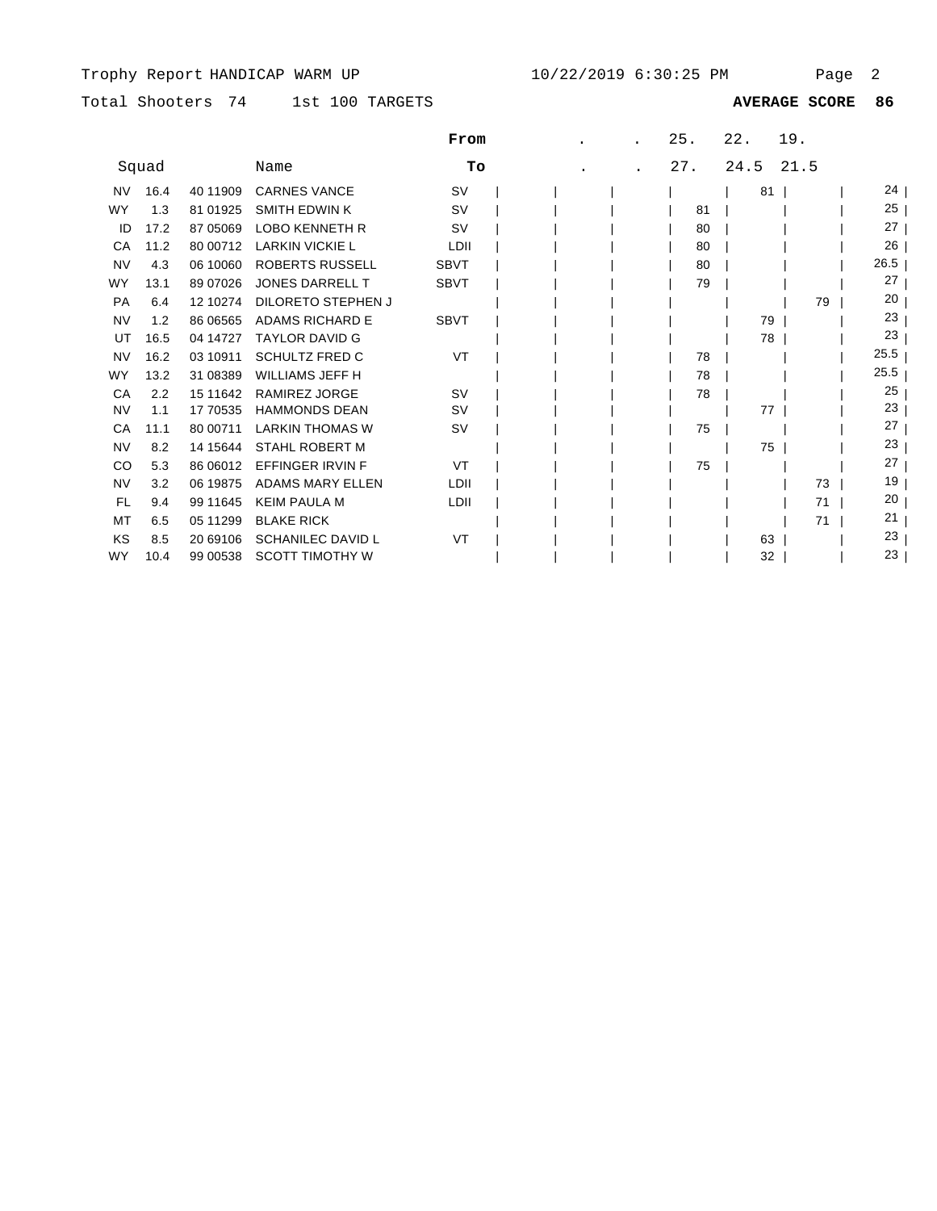Trophy Report HANDICAP WARM UP 10/22/2019 6:30:25 PM

Total Shooters 74 1st 100 TARGETS **AVERAGE SCORE 86**

| Squad | | | Name | From<br>To | | .<br>. | .<br>. | 25.<br>27. | 22.<br>24.5 | 19.<br>21.5 | |
|---|---|---|---|---|---|---|---|---|---|---|---|
| NV | 16.4 | 40 11909 | CARNES VANCE | SV | | | | | 81 | | 24 |
| WY | 1.3 | 81 01925 | SMITH EDWIN K | SV | | | | 81 | | | 25 |
| ID | 17.2 | 87 05069 | LOBO KENNETH R | SV | | | | 80 | | | 27 |
| CA | 11.2 | 80 00712 | LARKIN VICKIE L | LDII | | | | 80 | | | 26 |
| NV | 4.3 | 06 10060 | ROBERTS RUSSELL | SBVT | | | | 80 | | | 26.5 |
| WY | 13.1 | 89 07026 | JONES DARRELL T | SBVT | | | | 79 | | | 27 |
| PA | 6.4 | 12 10274 | DILORETO STEPHEN J | | | | | | | 79 | 20 |
| NV | 1.2 | 86 06565 | ADAMS RICHARD E | SBVT | | | | | 79 | | 23 |
| UT | 16.5 | 04 14727 | TAYLOR DAVID G | | | | | | 78 | | 23 |
| NV | 16.2 | 03 10911 | SCHULTZ FRED C | VT | | | | 78 | | | 25.5 |
| WY | 13.2 | 31 08389 | WILLIAMS JEFF H | | | | | 78 | | | 25.5 |
| CA | 2.2 | 15 11642 | RAMIREZ JORGE | SV | | | | 78 | | | 25 |
| NV | 1.1 | 17 70535 | HAMMONDS DEAN | SV | | | | | 77 | | 23 |
| CA | 11.1 | 80 00711 | LARKIN THOMAS W | SV | | | | 75 | | | 27 |
| NV | 8.2 | 14 15644 | STAHL ROBERT M | | | | | | 75 | | 23 |
| CO | 5.3 | 86 06012 | EFFINGER IRVIN F | VT | | | | 75 | | | 27 |
| NV | 3.2 | 06 19875 | ADAMS MARY ELLEN | LDII | | | | | | 73 | 19 |
| FL | 9.4 | 99 11645 | KEIM PAULA M | LDII | | | | | | 71 | 20 |
| MT | 6.5 | 05 11299 | BLAKE RICK | | | | | | | 71 | 21 |
| KS | 8.5 | 20 69106 | SCHANILEC DAVID L | VT | | | | | 63 | | 23 |
| WY | 10.4 | 99 00538 | SCOTT TIMOTHY W | | | | | | 32 | | 23 |